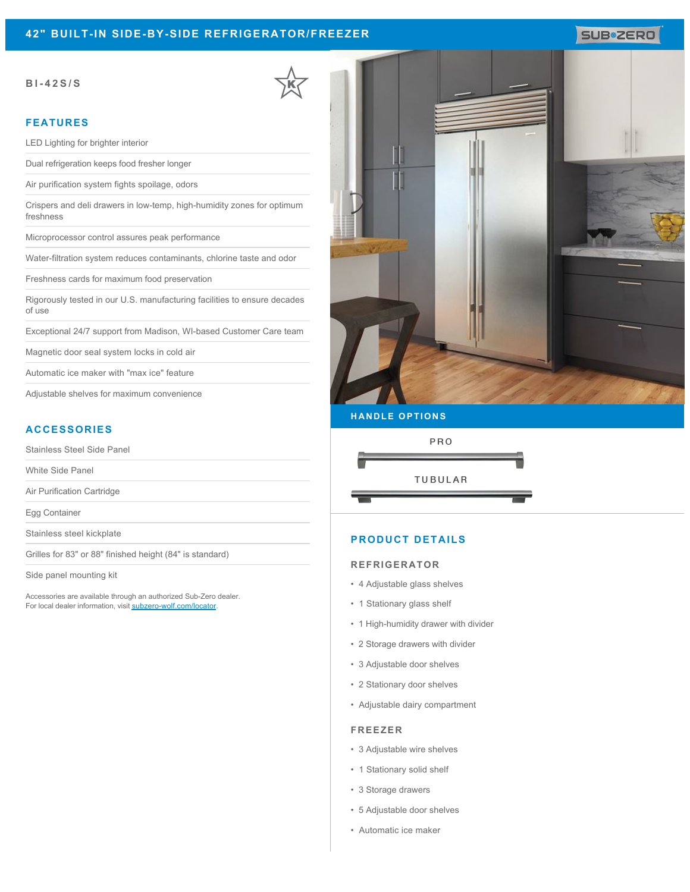# 42" BUILT-IN SIDE-BY-SIDE REFRIGERATOR/FREEZER

SUB-ZERO

**BI-42S/S**

## FEATURES

- LED Lighting for brighter interior
- Dual refrigeration keeps food fresher longer
- Air purification system fights spoilage, odors
- Crispers and deli drawers in low-temp, high-humidity zones for optimum freshness
- Microprocessor control assures peak performance
- Water-filtration system reduces contaminants, chlorine taste and odor
- Freshness cards for maximum food preservation
- Rigorously tested in our U.S. manufacturing facilities to ensure decades of use
- Exceptional 24/7 support from Madison, WI-based Customer Care team
- Magnetic door seal system locks in cold air
- Automatic ice maker with "max ice" feature
- Adjustable shelves for maximum convenience

## ACCESSORIES

- Stainless Steel Side Panel
- White Side Panel
- Air Purification Cartridge
- Egg Container
- Stainless steel kickplate
- Grilles for 83" or 88" finished height (84" is standard)
- Side panel mounting kit

Accessories are available through an authorized Sub-Zero dealer.
For local dealer information, visit [subzero-wolf.com/locator](subzero-wolf.com/locator).

## HANDLE OPTIONS

PRO

TUBULAR

## PRODUCT DETAILS

### REFRIGERATOR

- 4 Adjustable glass shelves
- 1 Stationary glass shelf
- 1 High-humidity drawer with divider
- 2 Storage drawers with divider
- 3 Adjustable door shelves
- 2 Stationary door shelves
- Adjustable dairy compartment

### FREEZER

- 3 Adjustable wire shelves
- 1 Stationary solid shelf
- 3 Storage drawers
- 5 Adjustable door shelves
- Automatic ice maker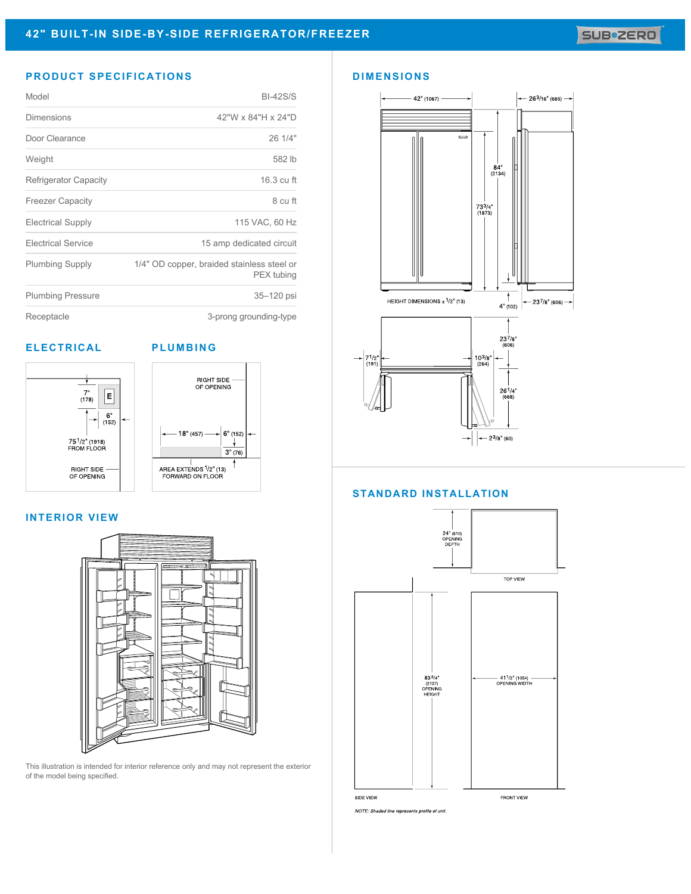# 42" BUILT-IN SIDE-BY-SIDE REFRIGERATOR/FREEZER

## PRODUCT SPECIFICATIONS

| | |
|---|---|
| Model | BI-42S/S |
| Dimensions | 42"W x 84"H x 24"D |
| Door Clearance | 26 1/4" |
| Weight | 582 lb |
| Refrigerator Capacity | 16.3 cu ft |
| Freezer Capacity | 8 cu ft |
| Electrical Supply | 115 VAC, 60 Hz |
| Electrical Service | 15 amp dedicated circuit |
| Plumbing Supply | 1/4" OD copper, braided stainless steel or PEX tubing |
| Plumbing Pressure | 35–120 psi |
| Receptacle | 3-prong grounding-type |

## ELECTRICAL

7" (178)
E
6" (152)
75 1/2" (1918) FROM FLOOR
RIGHT SIDE OF OPENING

## PLUMBING

RIGHT SIDE OF OPENING
18" (457)
6" (152)
3" (76)
AREA EXTENDS 1/2" (13) FORWARD ON FLOOR

## INTERIOR VIEW

This illustration is intended for interior reference only and may not represent the exterior of the model being specified.

## DIMENSIONS

42" (1067)
26 3/16" (665)
84" (2134)
73 3/4" (1873)
HEIGHT DIMENSIONS ± 1/2" (13)
4" (102)
23 7/8" (606)
23 7/8" (606)
7 1/2" (191)
10 3/8" (264)
26 1/4" (668)
2 3/8" (60)

## STANDARD INSTALLATION

24" (610) OPENING DEPTH
TOP VIEW
83 3/4" (2127) OPENING HEIGHT
41 1/2" (1054) OPENING WIDTH
SIDE VIEW
FRONT VIEW

*NOTE: Shaded line represents profile of unit.*